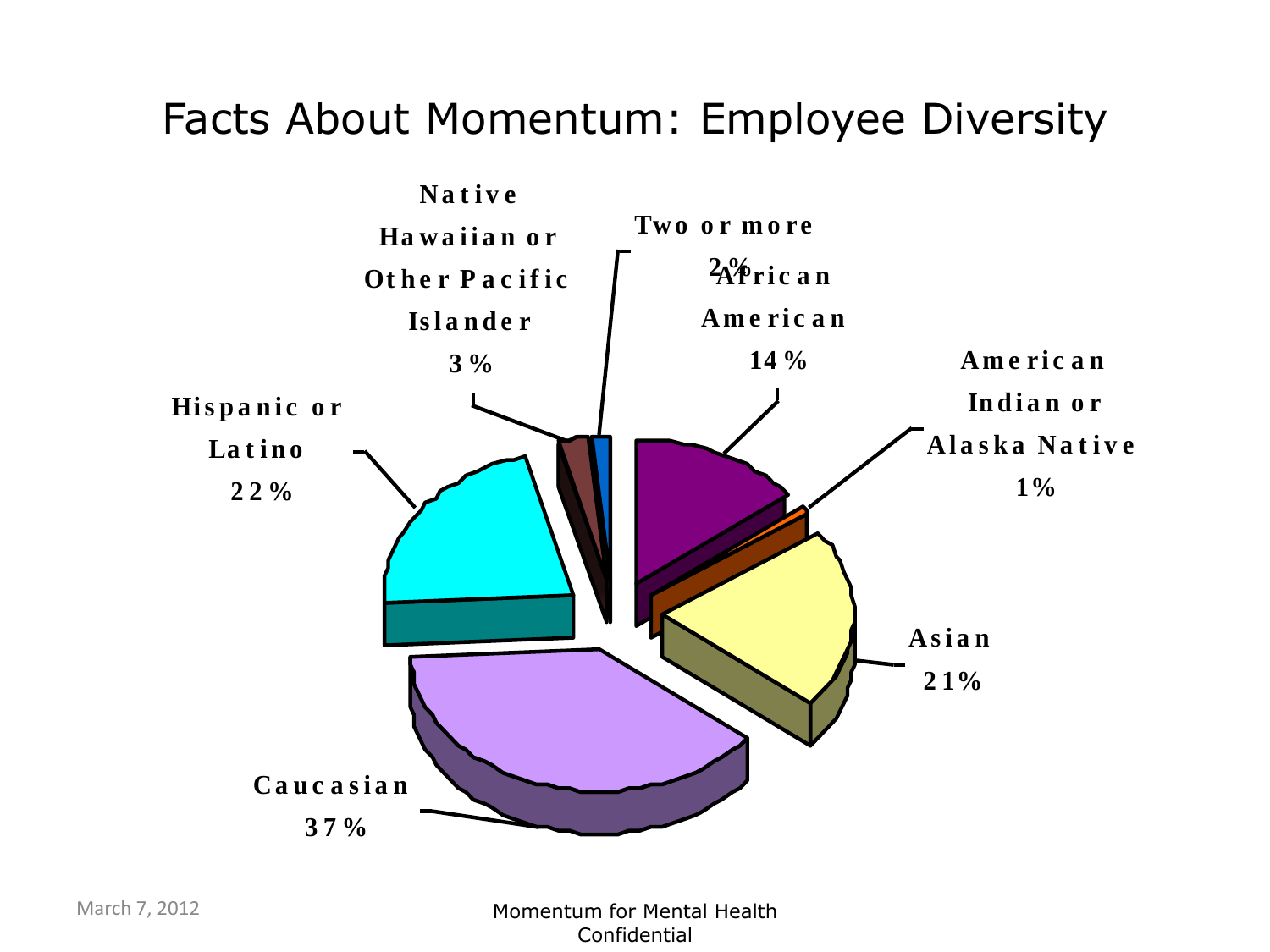# Facts About Momentum: Employee Diversity

- Native Hawaiian or Other Pacific Islander 3%
- Two or more 2%
- African American 14%
- American Indian or Alaska Native 1%
- Asian 21%
- Caucasian 37%
- Hispanic or Latino 22%

March 7, 2012

Momentum for Mental Health Confidential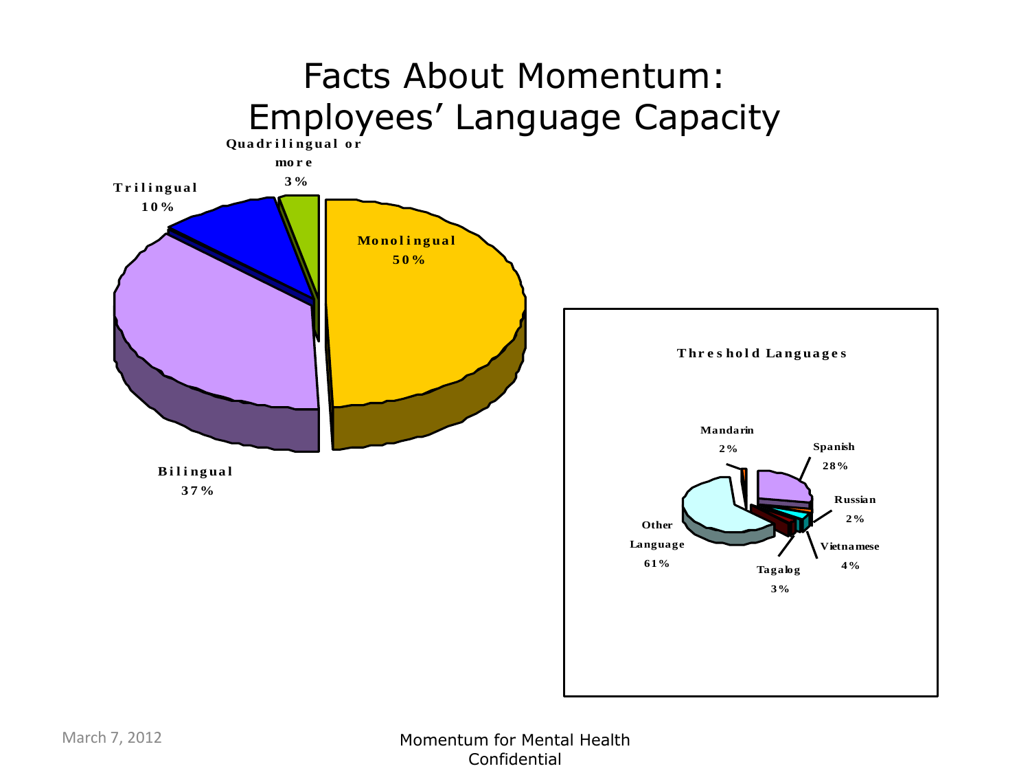# Facts About Momentum: Employees' Language Capacity

Quadrilingual or more 3%

Trilingual 10%

Monolingual 50%

Bilingual 37%

**Threshold Languages**

Mandarin 2%

Spanish 28%

Russian 2%

Vietnamese 4%

Tagalog 3%

Other Language 61%

March 7, 2012

Momentum for Mental Health Confidential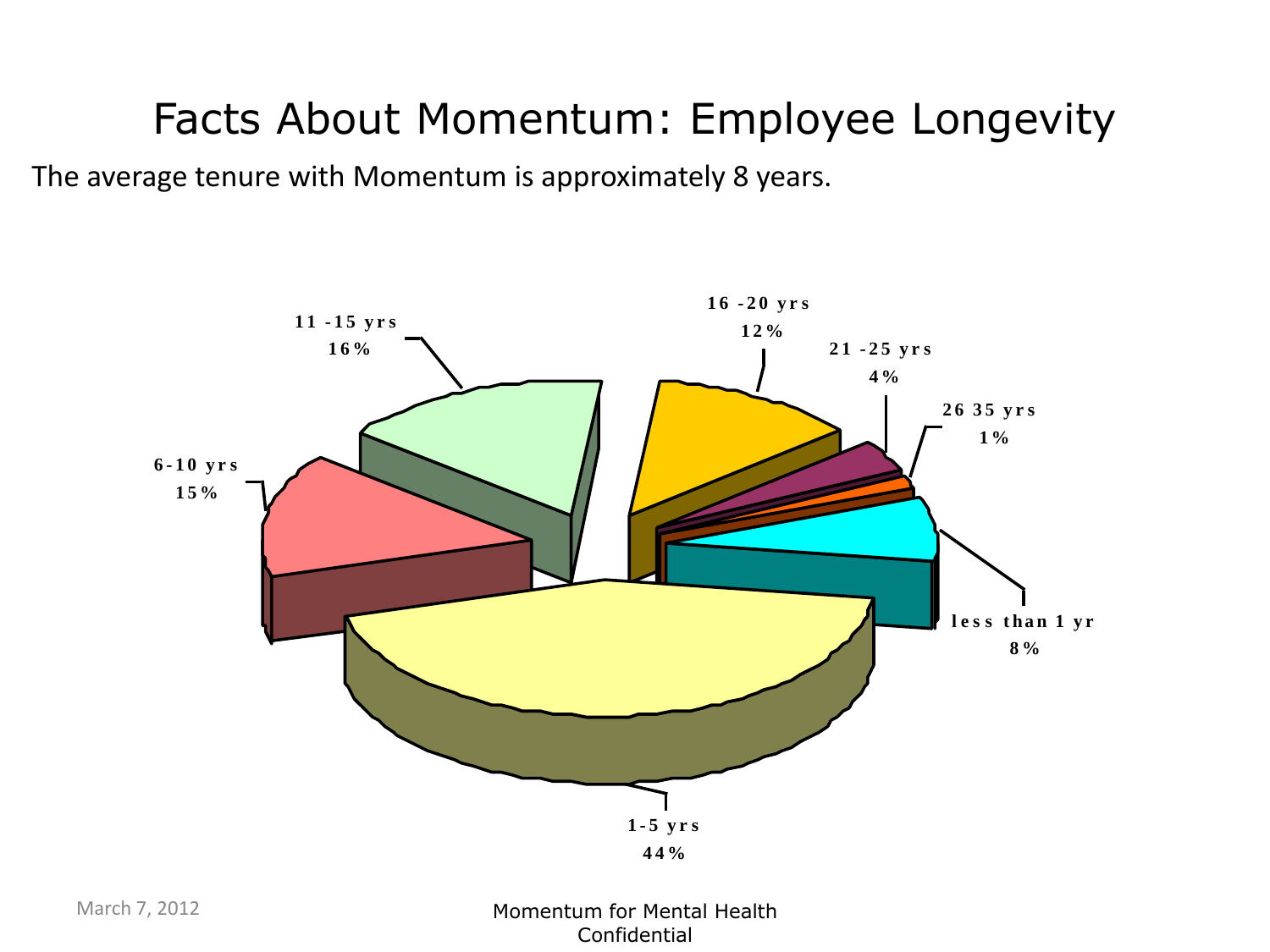# Facts About Momentum: Employee Longevity

The average tenure with Momentum is approximately 8 years.

11 -15 yrs
16%

16 -20 yrs
12%

21 -25 yrs
4%

26 35 yrs
1%

6-10 yrs
15%

less than 1 yr
8%

1-5 yrs
44%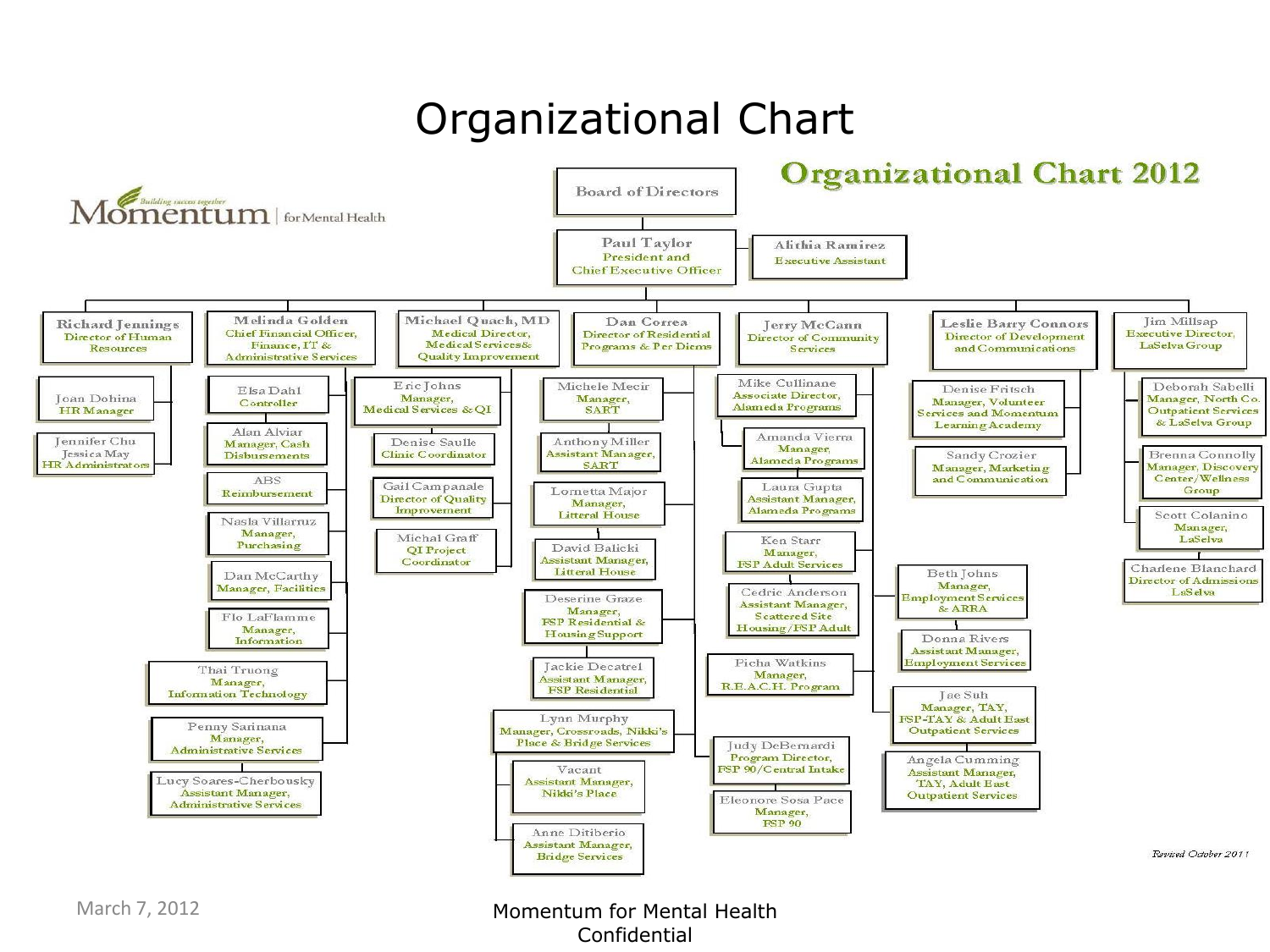# Organizational Chart

Momentum | for Mental Health

## Organizational Chart 2012

- **Board of Directors**
  - **Paul Taylor** – President and Chief Executive Officer
    - Alithia Ramirez – Executive Assistant
    - **Richard Jennings** – Director of Human Resources
      - Joan Dohina – HR Manager
      - Jennifer Chu, Jessica May – HR Administrators
    - **Melinda Golden** – Chief Financial Officer, Finance, IT & Administrative Services
      - Elsa Dahl – Controller
      - Alan Alviar – Manager, Cash Disbursements
      - ABS – Reimbursement
      - Nasla Villarruz – Manager, Purchasing
      - Dan McCarthy – Manager, Facilities
      - Flo LaFlamme – Manager, Information
      - Thai Truong – Manager, Information Technology
      - Penny Sarinana – Manager, Administrative Services
        - Lucy Soares-Cherbousky – Assistant Manager, Administrative Services
    - **Michael Quach, MD** – Medical Director, Medical Services & Quality Improvement
      - Eric Johns – Manager, Medical Services & QI
        - Denise Saulle – Clinic Coordinator
      - Gail Campanale – Director of Quality Improvement
        - Michal Graff – QI Project Coordinator
    - **Dan Correa** – Director of Residential Programs & Per Diems
      - Michele Mecir – Manager, SART
        - Anthony Miller – Assistant Manager, SART
      - Lornetta Major – Manager, Litteral House
        - David Balicki – Assistant Manager, Litteral House
      - Deserine Graze – Manager, FSP Residential & Housing Support
        - Jackie Decatrel – Assistant Manager, FSP Residential
      - Lynn Murphy – Manager, Crossroads, Nikki's Place & Bridge Services
        - Vacant – Assistant Manager, Nikki's Place
        - Anne Ditiberio – Assistant Manager, Bridge Services
      - Judy DeBernardi – Program Director, FSP 90/Central Intake
        - Eleonore Sosa Pace – Manager, FSP 90
    - **Jerry McCann** – Director of Community Services
      - Mike Cullinane – Associate Director, Alameda Programs
        - Amanda Vierra – Manager, Alameda Programs
        - Laura Gupta – Assistant Manager, Alameda Programs
      - Ken Starr – Manager, FSP Adult Services
        - Cedric Anderson – Assistant Manager, Scattered Site Housing/FSP Adult
      - Picha Watkins – Manager, R.E.A.C.H. Program
      - Beth Johns – Manager, Employment Services & ARRA
        - Donna Rivers – Assistant Manager, Employment Services
      - Jae Suh – Manager, TAY, FSP-TAY & Adult East Outpatient Services
        - Angela Cumming – Assistant Manager, TAY, Adult East Outpatient Services
    - **Leslie Barry Connors** – Director of Development and Communications
      - Denise Fritsch – Manager, Volunteer Services and Momentum Learning Academy
      - Sandy Crozier – Manager, Marketing and Communication
    - **Jim Millsap** – Executive Director, LaSelva Group
      - Deborah Sabelli – Manager, North Co. Outpatient Services & LaSelva Group
      - Brenna Connolly – Manager, Discovery Center/Wellness Group
      - Scott Colanino – Manager, LaSelva
      - Charlene Blanchard – Director of Admissions LaSelva

*Revised October 2011*

March 7, 2012

Momentum for Mental Health
Confidential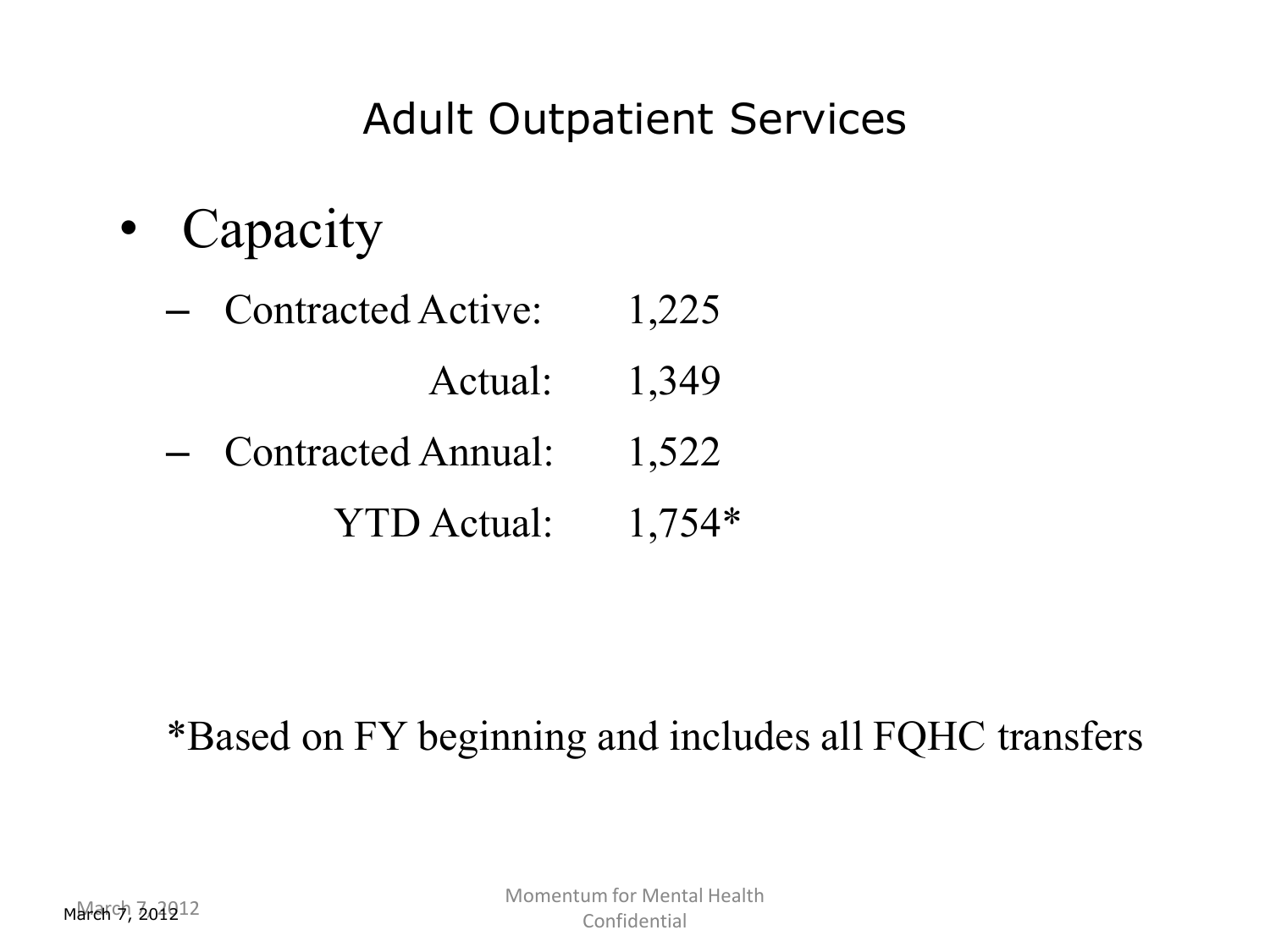# Adult Outpatient Services

- Capacity
  - Contracted Active: 1,225
    
    Actual: 1,349
  - Contracted Annual: 1,522
    
    YTD Actual: 1,754*

*Based on FY beginning and includes all FQHC transfers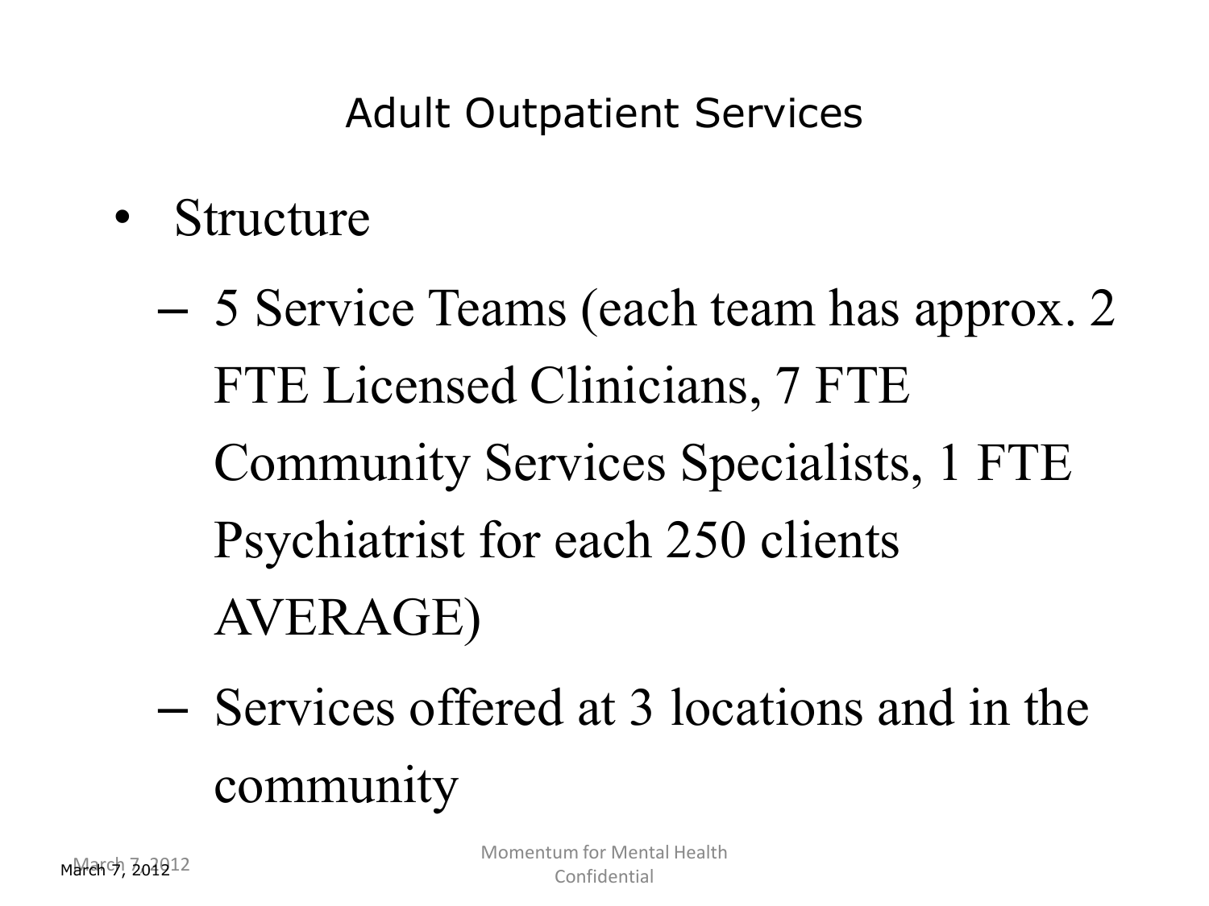# Adult Outpatient Services

- Structure
  - 5 Service Teams (each team has approx. 2 FTE Licensed Clinicians, 7 FTE Community Services Specialists, 1 FTE Psychiatrist for each 250 clients AVERAGE)
  - Services offered at 3 locations and in the community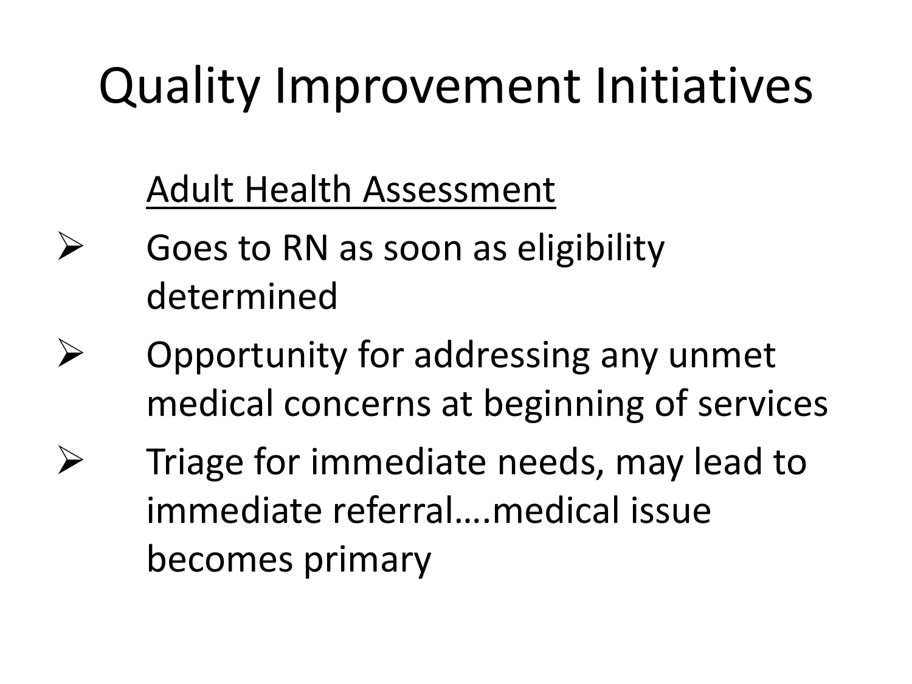# Quality Improvement Initiatives

<u>Adult Health Assessment</u>

- Goes to RN as soon as eligibility determined
- Opportunity for addressing any unmet medical concerns at beginning of services
- Triage for immediate needs, may lead to immediate referral….medical issue becomes primary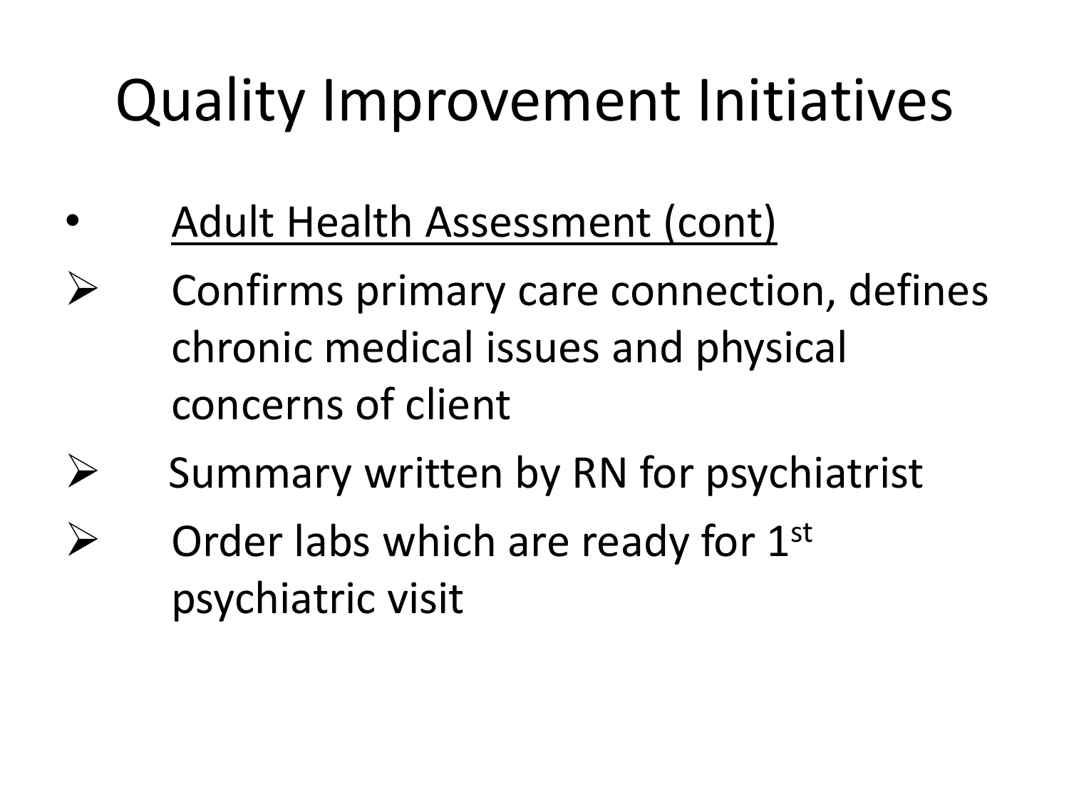# Quality Improvement Initiatives

- <u>Adult Health Assessment (cont)</u>
  - Confirms primary care connection, defines chronic medical issues and physical concerns of client
  - Summary written by RN for psychiatrist
  - Order labs which are ready for 1st psychiatric visit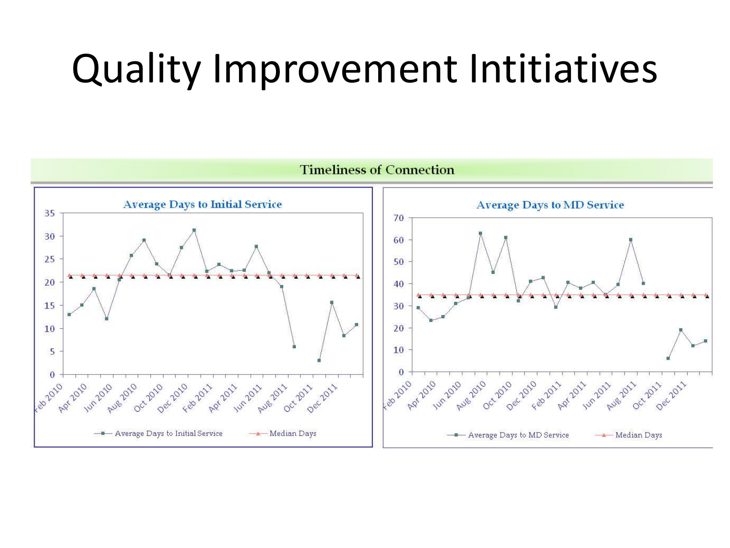# Quality Improvement Intitiatives

**Timeliness of Connection**

**Average Days to Initial Service**

35
30
25
20
15
10
5
0

Feb 2010 Apr 2010 Jun 2010 Aug 2010 Oct 2010 Dec 2010 Feb 2011 Apr 2011 Jun 2011 Aug 2011 Oct 2011 Dec 2011

Average Days to Initial Service — Median Days

**Average Days to MD Service**

70
60
50
40
30
20
10
0

Feb 2010 Apr 2010 Jun 2010 Aug 2010 Oct 2010 Dec 2010 Feb 2011 Apr 2011 Jun 2011 Aug 2011 Oct 2011 Dec 2011

Average Days to MD Service — Median Days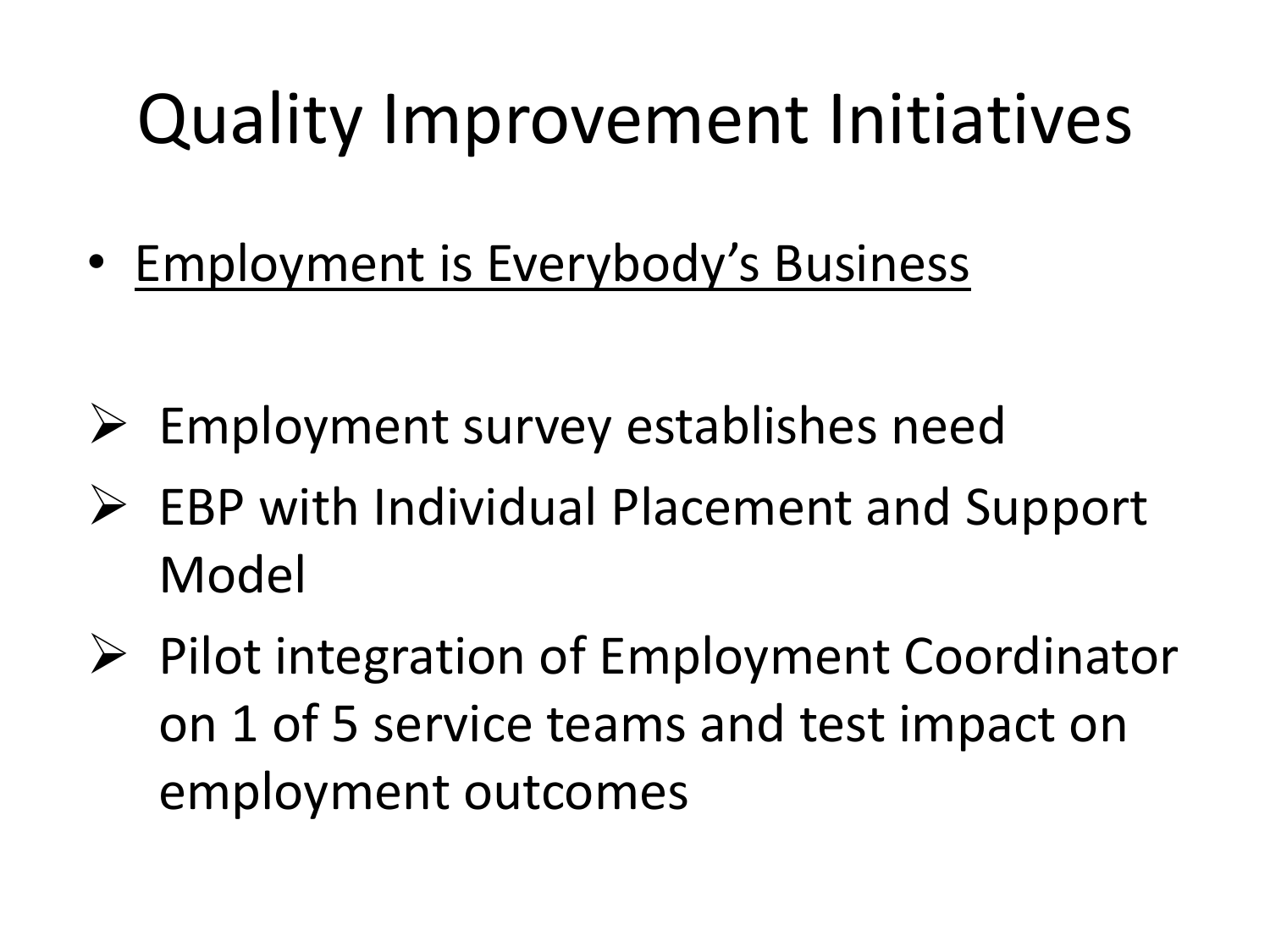# Quality Improvement Initiatives

- <u>Employment is Everybody's Business</u>

- Employment survey establishes need
- EBP with Individual Placement and Support Model
- Pilot integration of Employment Coordinator on 1 of 5 service teams and test impact on employment outcomes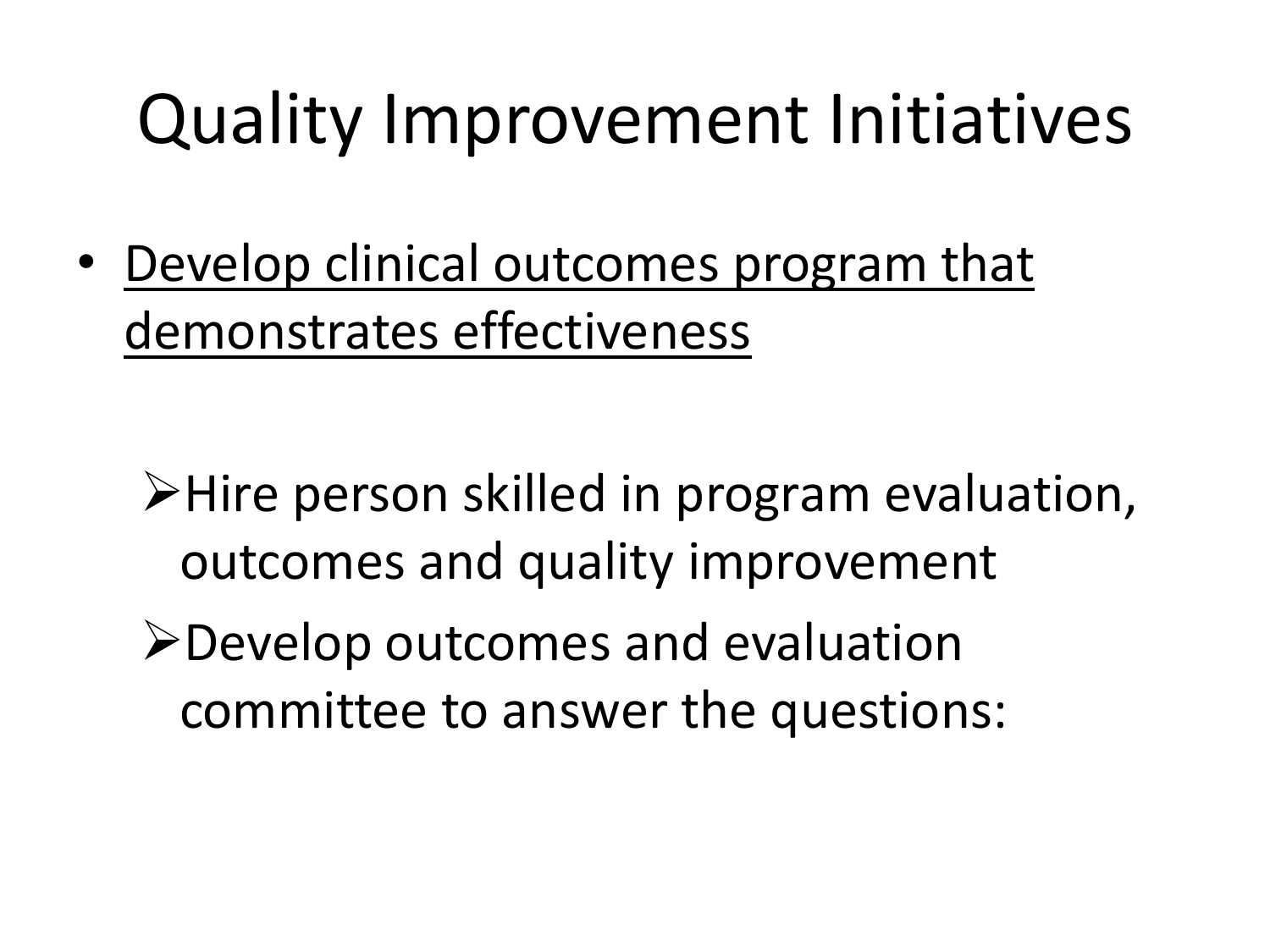# Quality Improvement Initiatives

- <u>Develop clinical outcomes program that demonstrates effectiveness</u>
  - Hire person skilled in program evaluation, outcomes and quality improvement
  - Develop outcomes and evaluation committee to answer the questions: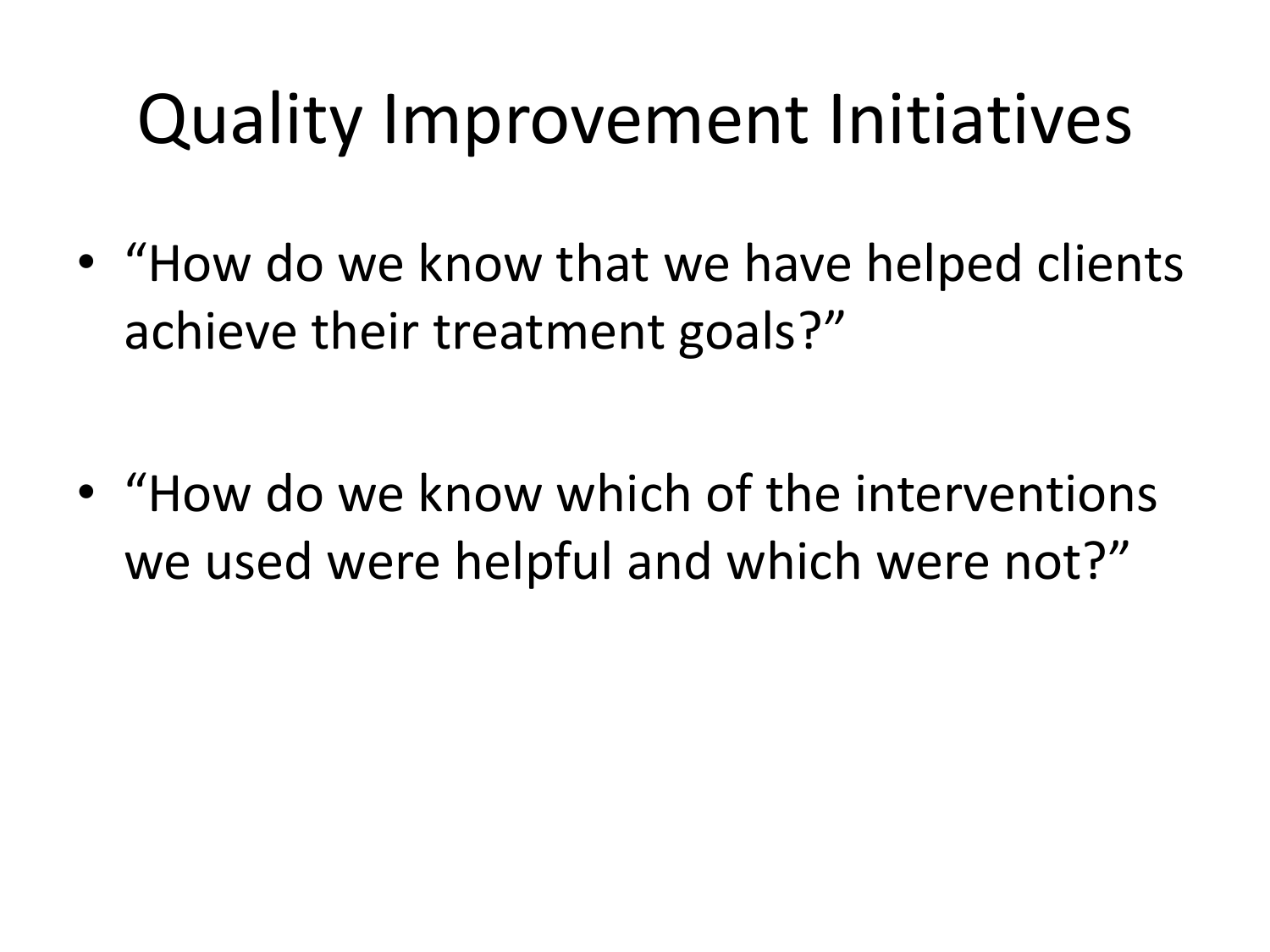# Quality Improvement Initiatives

- “How do we know that we have helped clients achieve their treatment goals?”
- “How do we know which of the interventions we used were helpful and which were not?”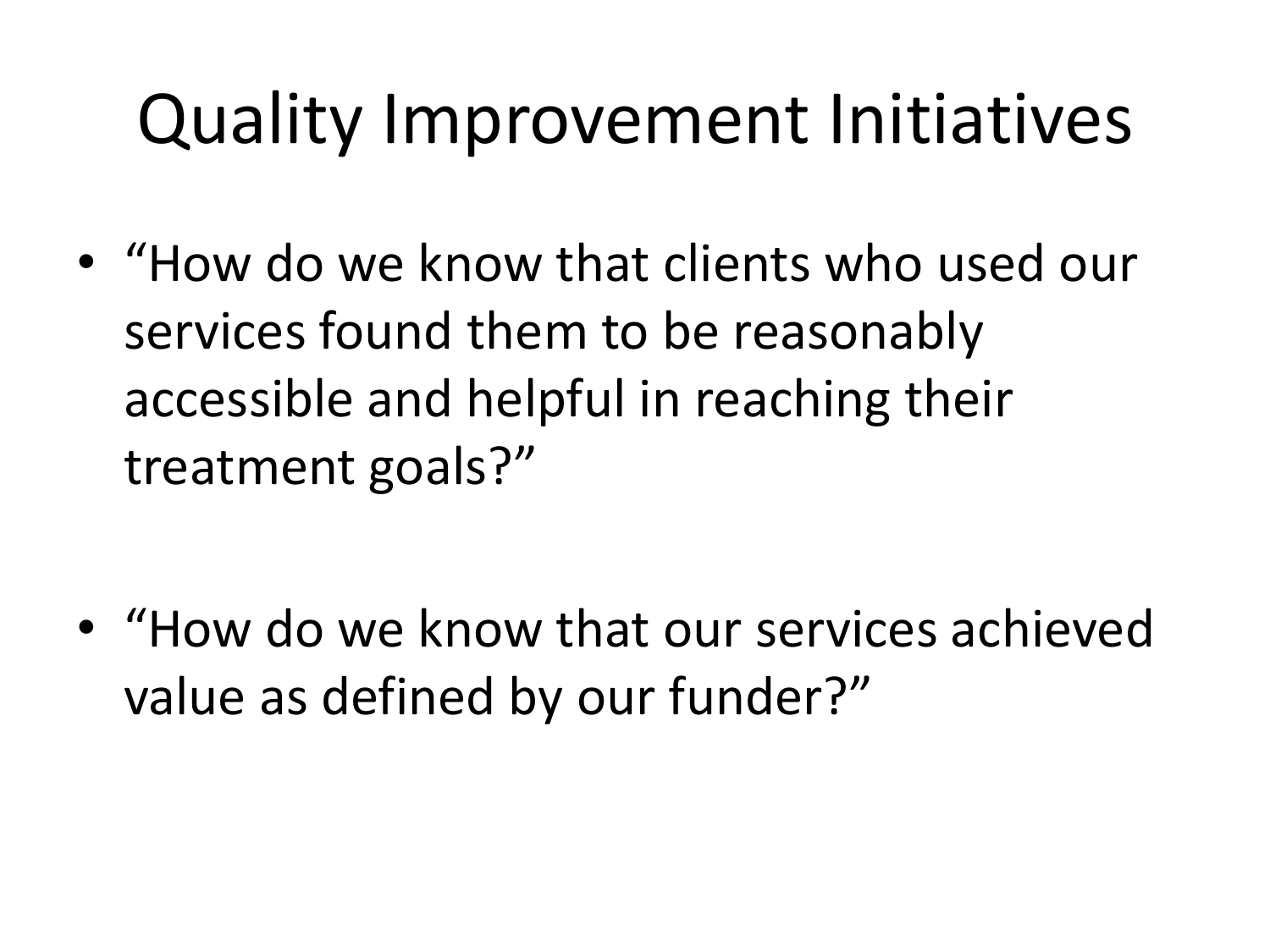# Quality Improvement Initiatives

- “How do we know that clients who used our services found them to be reasonably accessible and helpful in reaching their treatment goals?”

- “How do we know that our services achieved value as defined by our funder?”